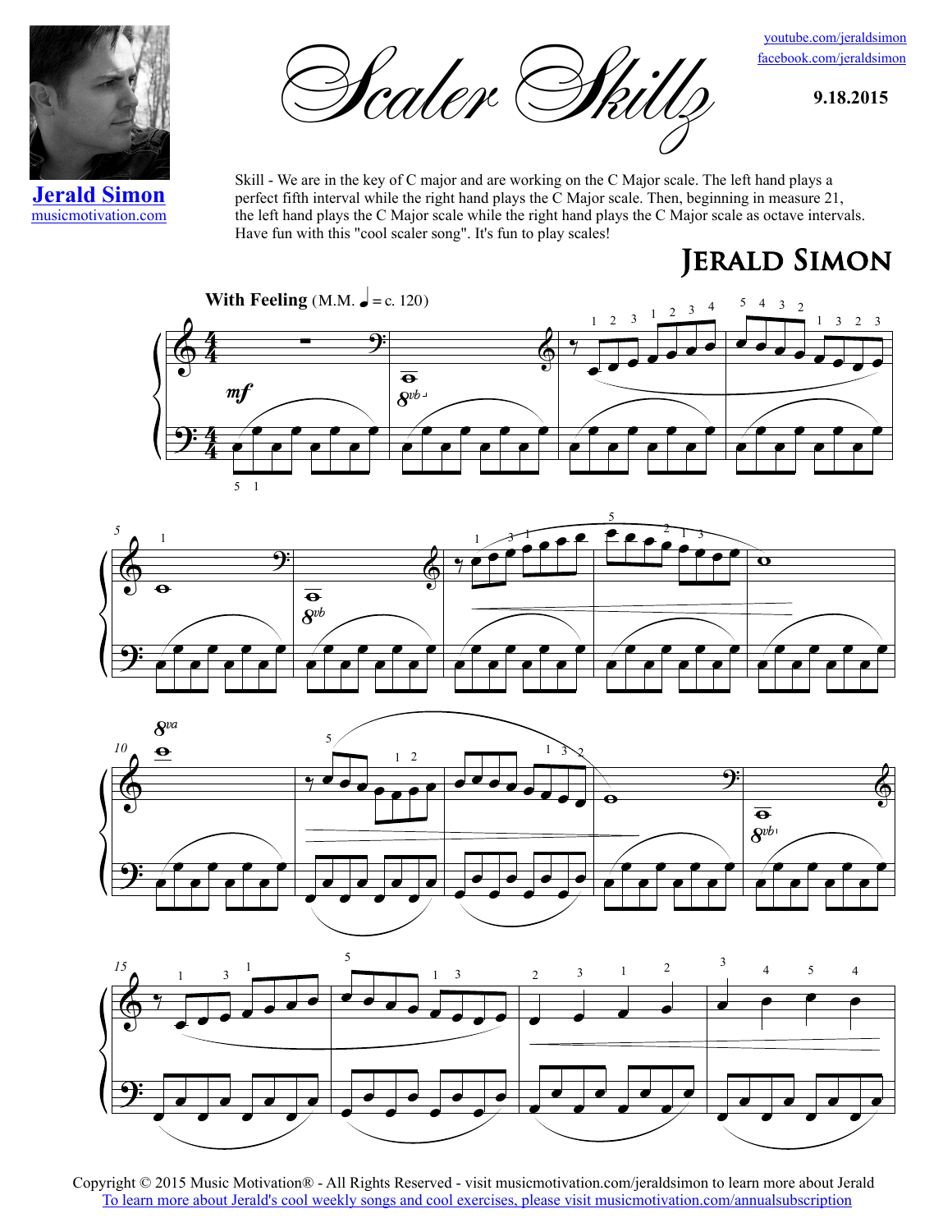youtube.com/jeraldsimon
facebook.com/jeraldsimon

**9.18.2015**

# Scaler Skillz

**Jerald Simon**
musicmotivation.com

Skill - We are in the key of C major and are working on the C Major scale. The left hand plays a perfect fifth interval while the right hand plays the C Major scale. Then, beginning in measure 21, the left hand plays the C Major scale while the right hand plays the C Major scale as octave intervals. Have fun with this "cool scaler song". It's fun to play scales!

## JERALD SIMON

**With Feeling** (M.M. ♩ = c. 120)

Copyright © 2015 Music Motivation® - All Rights Reserved - visit musicmotivation.com/jeraldsimon to learn more about Jerald
To learn more about Jerald's cool weekly songs and cool exercises, please visit musicmotivation.com/annualsubscription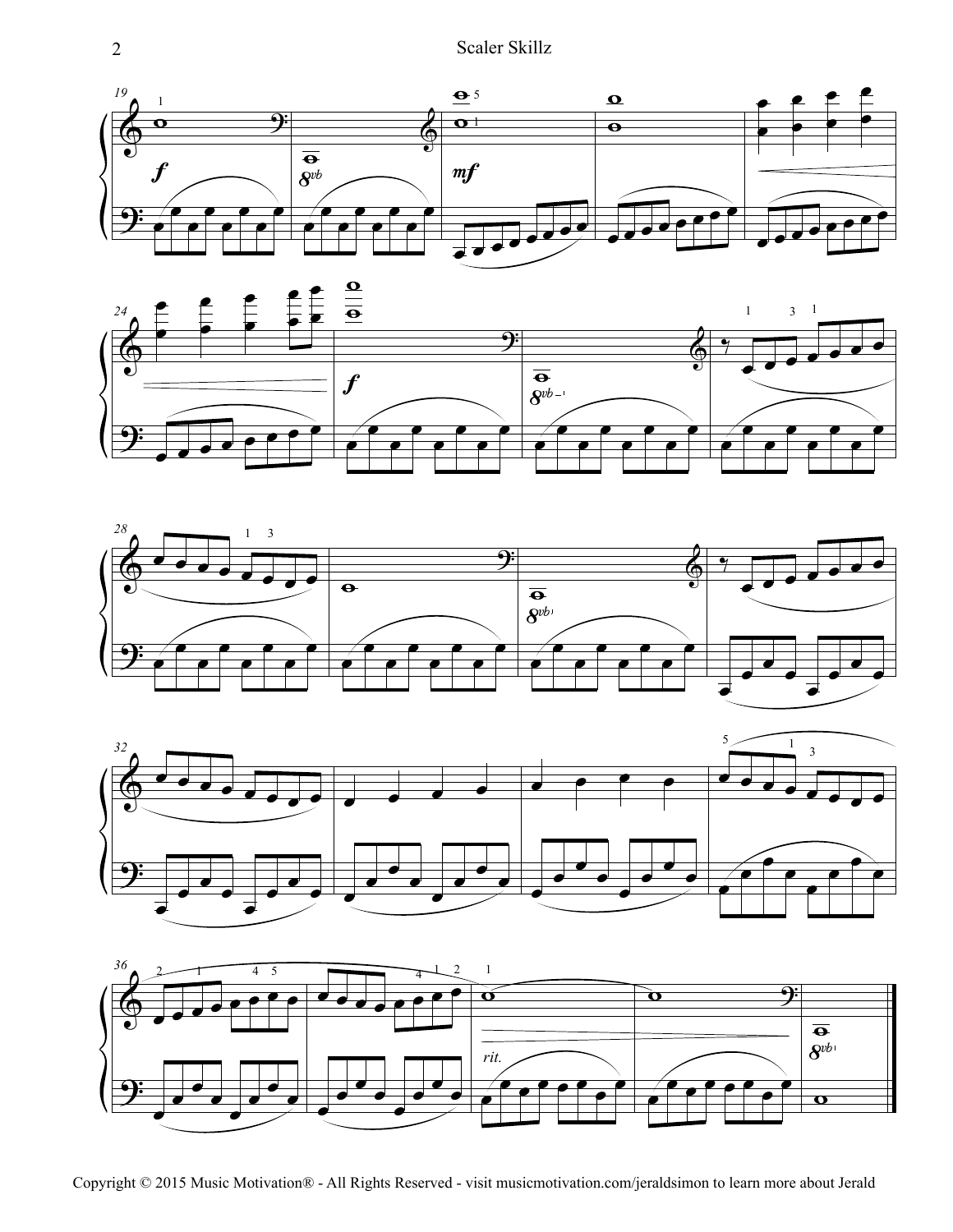Copyright © 2015 Music Motivation® - All Rights Reserved - visit musicmotivation.com/jeraldsimon to learn more about Jerald